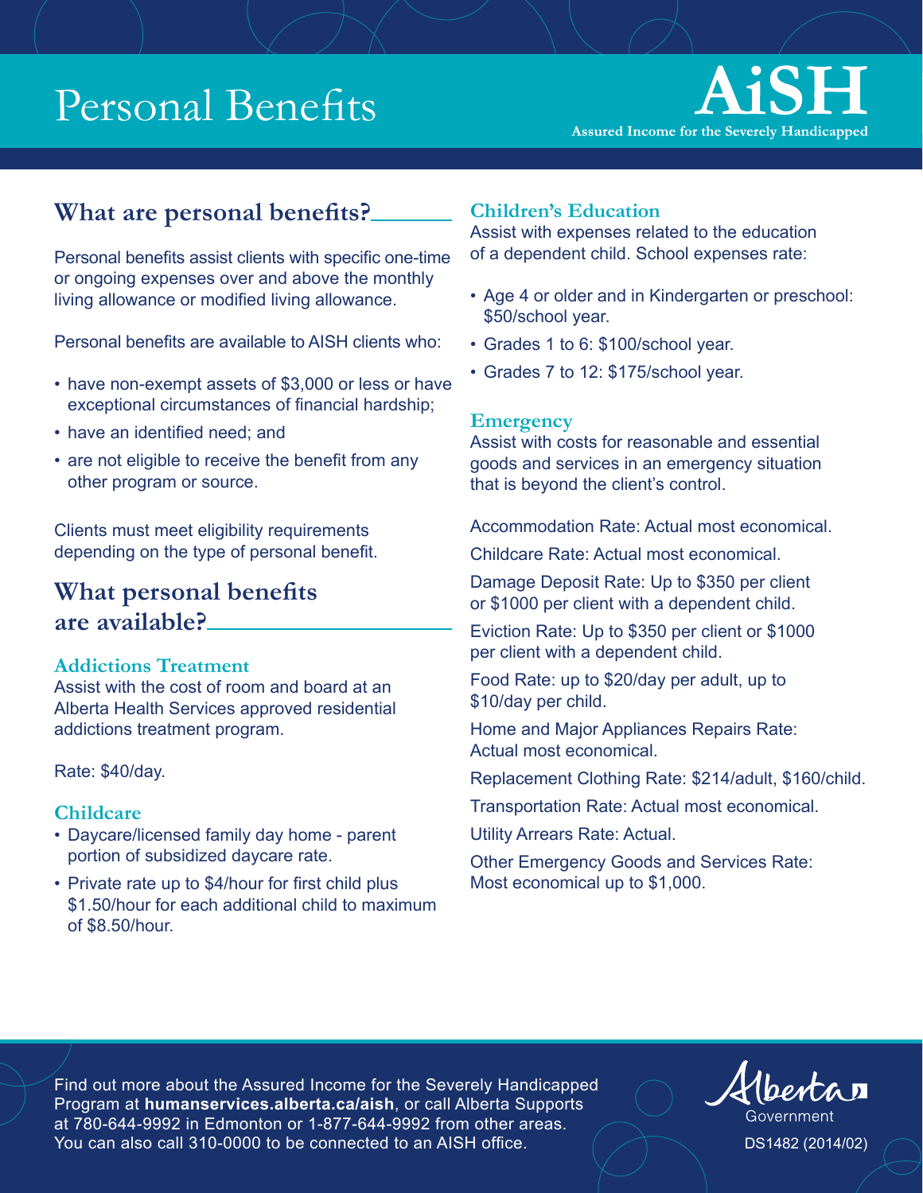# Personal Benefits

**AiSH**
**Assured Income for the Severely Handicapped**

## What are personal benefits?

Personal benefits assist clients with specific one-time or ongoing expenses over and above the monthly living allowance or modified living allowance.

Personal benefits are available to AISH clients who:

- have non-exempt assets of $3,000 or less or have exceptional circumstances of financial hardship;
- have an identified need; and
- are not eligible to receive the benefit from any other program or source.

Clients must meet eligibility requirements depending on the type of personal benefit.

## What personal benefits are available?

### Addictions Treatment

Assist with the cost of room and board at an Alberta Health Services approved residential addictions treatment program.

Rate: $40/day.

### Childcare

- Daycare/licensed family day home - parent portion of subsidized daycare rate.
- Private rate up to $4/hour for first child plus $1.50/hour for each additional child to maximum of $8.50/hour.

### Children's Education

Assist with expenses related to the education of a dependent child. School expenses rate:

- Age 4 or older and in Kindergarten or preschool: $50/school year.
- Grades 1 to 6: $100/school year.
- Grades 7 to 12: $175/school year.

### Emergency

Assist with costs for reasonable and essential goods and services in an emergency situation that is beyond the client's control.

Accommodation Rate: Actual most economical.

Childcare Rate: Actual most economical.

Damage Deposit Rate: Up to $350 per client or $1000 per client with a dependent child.

Eviction Rate: Up to $350 per client or $1000 per client with a dependent child.

Food Rate: up to $20/day per adult, up to $10/day per child.

Home and Major Appliances Repairs Rate: Actual most economical.

Replacement Clothing Rate: $214/adult, $160/child.

Transportation Rate: Actual most economical.

Utility Arrears Rate: Actual.

Other Emergency Goods and Services Rate: Most economical up to $1,000.

Find out more about the Assured Income for the Severely Handicapped Program at **humanservices.alberta.ca/aish**, or call Alberta Supports at 780-644-9992 in Edmonton or 1-877-644-9992 from other areas. You can also call 310-0000 to be connected to an AISH office.

Alberta Government

DS1482 (2014/02)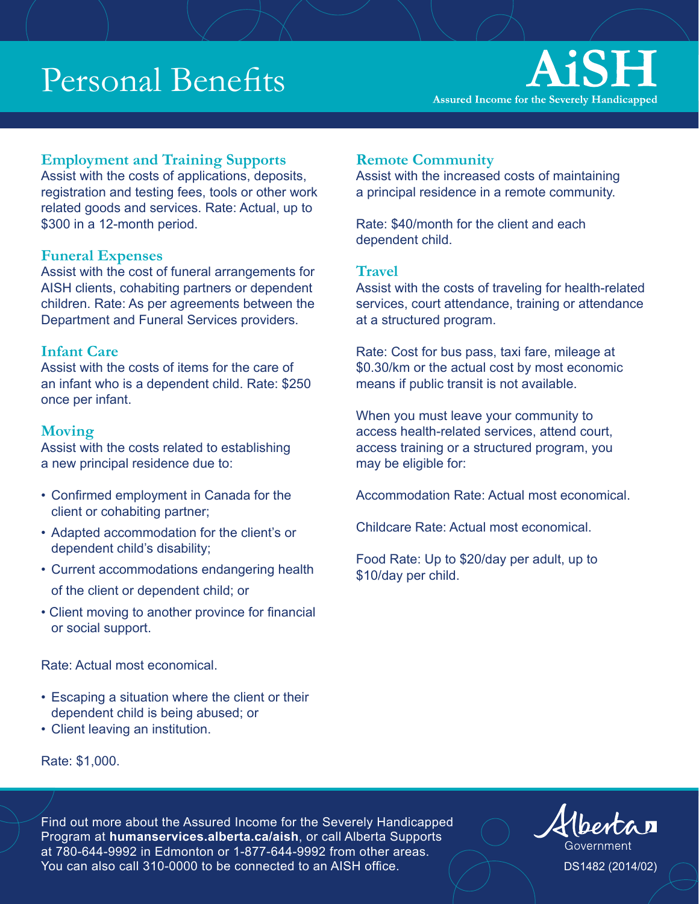# Personal Benefits

**AiSH**
**Assured Income for the Severely Handicapped**

### Employment and Training Supports

Assist with the costs of applications, deposits, registration and testing fees, tools or other work related goods and services. Rate: Actual, up to $300 in a 12-month period.

### Funeral Expenses

Assist with the cost of funeral arrangements for AISH clients, cohabiting partners or dependent children. Rate: As per agreements between the Department and Funeral Services providers.

### Infant Care

Assist with the costs of items for the care of an infant who is a dependent child. Rate: $250 once per infant.

### Moving

Assist with the costs related to establishing a new principal residence due to:

- Confirmed employment in Canada for the client or cohabiting partner;
- Adapted accommodation for the client's or dependent child's disability;
- Current accommodations endangering health of the client or dependent child; or
- Client moving to another province for financial or social support.

Rate: Actual most economical.

- Escaping a situation where the client or their dependent child is being abused; or
- Client leaving an institution.

Rate: $1,000.

### Remote Community

Assist with the increased costs of maintaining a principal residence in a remote community.

Rate: $40/month for the client and each dependent child.

### Travel

Assist with the costs of traveling for health-related services, court attendance, training or attendance at a structured program.

Rate: Cost for bus pass, taxi fare, mileage at $0.30/km or the actual cost by most economic means if public transit is not available.

When you must leave your community to access health-related services, attend court, access training or a structured program, you may be eligible for:

Accommodation Rate: Actual most economical.

Childcare Rate: Actual most economical.

Food Rate: Up to $20/day per adult, up to $10/day per child.

Find out more about the Assured Income for the Severely Handicapped Program at **humanservices.alberta.ca/aish**, or call Alberta Supports at 780-644-9992 in Edmonton or 1-877-644-9992 from other areas. You can also call 310-0000 to be connected to an AISH office.

Alberta Government

DS1482 (2014/02)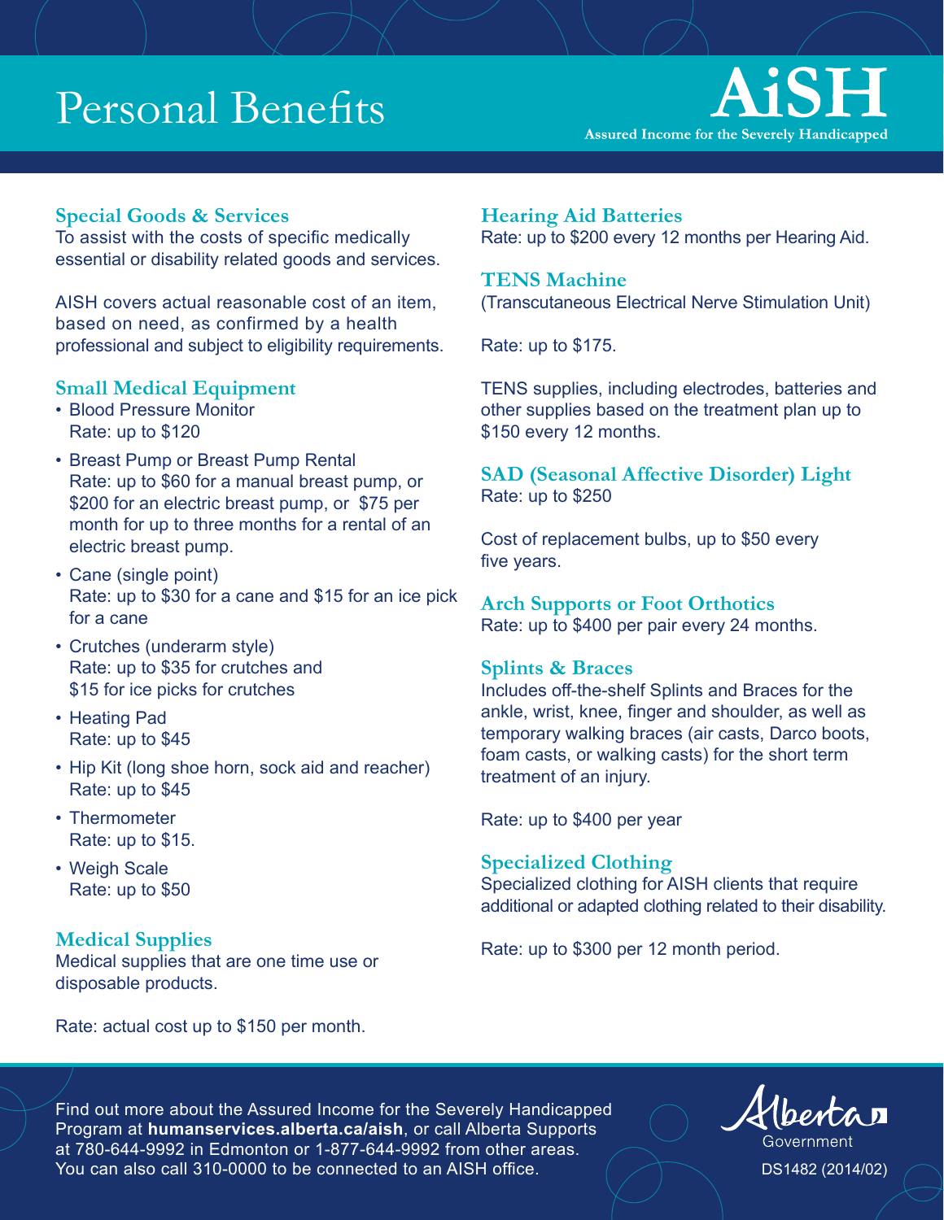# Personal Benefits

**AiSH**
**Assured Income for the Severely Handicapped**

### Special Goods & Services

To assist with the costs of specific medically essential or disability related goods and services.

AISH covers actual reasonable cost of an item, based on need, as confirmed by a health professional and subject to eligibility requirements.

### Small Medical Equipment

- Blood Pressure Monitor
  Rate: up to $120
- Breast Pump or Breast Pump Rental
  Rate: up to $60 for a manual breast pump, or $200 for an electric breast pump, or $75 per month for up to three months for a rental of an electric breast pump.
- Cane (single point)
  Rate: up to $30 for a cane and $15 for an ice pick for a cane
- Crutches (underarm style)
  Rate: up to $35 for crutches and $15 for ice picks for crutches
- Heating Pad
  Rate: up to $45
- Hip Kit (long shoe horn, sock aid and reacher)
  Rate: up to $45
- Thermometer
  Rate: up to $15.
- Weigh Scale
  Rate: up to $50

### Medical Supplies

Medical supplies that are one time use or disposable products.

Rate: actual cost up to $150 per month.

### Hearing Aid Batteries

Rate: up to $200 every 12 months per Hearing Aid.

### TENS Machine

(Transcutaneous Electrical Nerve Stimulation Unit)

Rate: up to $175.

TENS supplies, including electrodes, batteries and other supplies based on the treatment plan up to $150 every 12 months.

### SAD (Seasonal Affective Disorder) Light

Rate: up to $250

Cost of replacement bulbs, up to $50 every five years.

### Arch Supports or Foot Orthotics

Rate: up to $400 per pair every 24 months.

### Splints & Braces

Includes off-the-shelf Splints and Braces for the ankle, wrist, knee, finger and shoulder, as well as temporary walking braces (air casts, Darco boots, foam casts, or walking casts) for the short term treatment of an injury.

Rate: up to $400 per year

### Specialized Clothing

Specialized clothing for AISH clients that require additional or adapted clothing related to their disability.

Rate: up to $300 per 12 month period.

Find out more about the Assured Income for the Severely Handicapped Program at **humanservices.alberta.ca/aish**, or call Alberta Supports at 780-644-9992 in Edmonton or 1-877-644-9992 from other areas. You can also call 310-0000 to be connected to an AISH office.

Alberta Government

DS1482 (2014/02)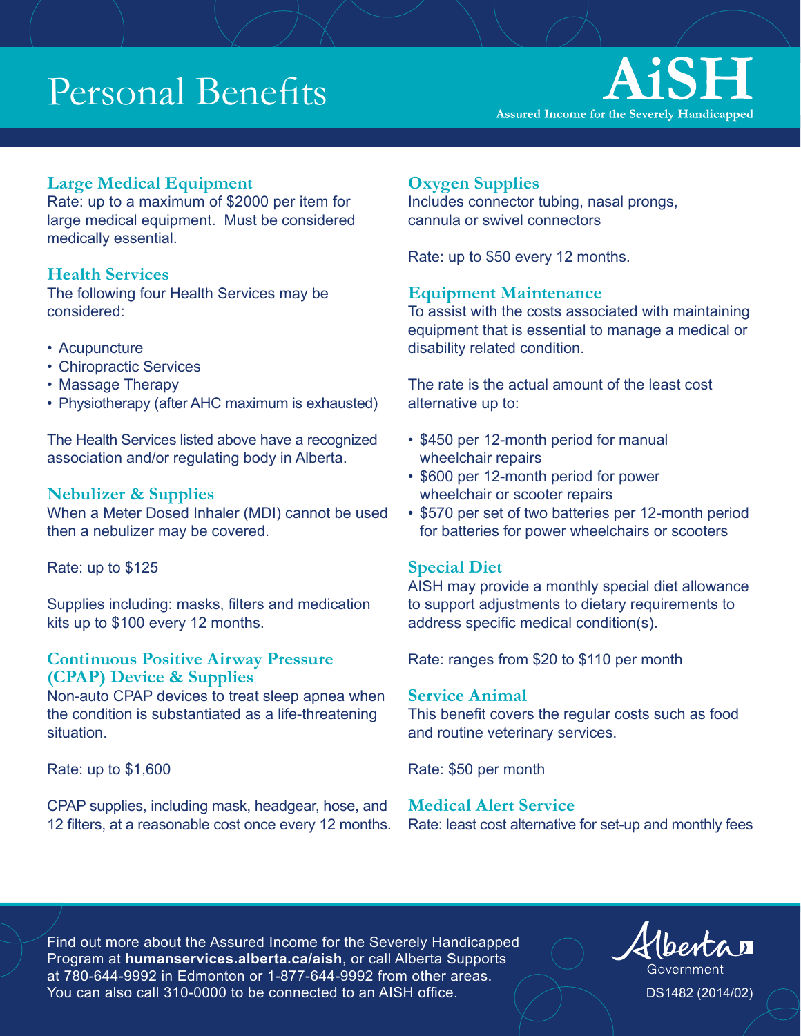# Personal Benefits

**AiSH**
Assured Income for the Severely Handicapped

### Large Medical Equipment

Rate: up to a maximum of $2000 per item for large medical equipment. Must be considered medically essential.

### Health Services

The following four Health Services may be considered:

- Acupuncture
- Chiropractic Services
- Massage Therapy
- Physiotherapy (after AHC maximum is exhausted)

The Health Services listed above have a recognized association and/or regulating body in Alberta.

### Nebulizer & Supplies

When a Meter Dosed Inhaler (MDI) cannot be used then a nebulizer may be covered.

Rate: up to $125

Supplies including: masks, filters and medication kits up to $100 every 12 months.

### Continuous Positive Airway Pressure (CPAP) Device & Supplies

Non-auto CPAP devices to treat sleep apnea when the condition is substantiated as a life-threatening situation.

Rate: up to $1,600

CPAP supplies, including mask, headgear, hose, and 12 filters, at a reasonable cost once every 12 months.

### Oxygen Supplies

Includes connector tubing, nasal prongs, cannula or swivel connectors

Rate: up to $50 every 12 months.

### Equipment Maintenance

To assist with the costs associated with maintaining equipment that is essential to manage a medical or disability related condition.

The rate is the actual amount of the least cost alternative up to:

- $450 per 12-month period for manual wheelchair repairs
- $600 per 12-month period for power wheelchair or scooter repairs
- $570 per set of two batteries per 12-month period for batteries for power wheelchairs or scooters

### Special Diet

AISH may provide a monthly special diet allowance to support adjustments to dietary requirements to address specific medical condition(s).

Rate: ranges from $20 to $110 per month

### Service Animal

This benefit covers the regular costs such as food and routine veterinary services.

Rate: $50 per month

### Medical Alert Service

Rate: least cost alternative for set-up and monthly fees

Find out more about the Assured Income for the Severely Handicapped Program at **humanservices.alberta.ca/aish**, or call Alberta Supports at 780-644-9992 in Edmonton or 1-877-644-9992 from other areas. You can also call 310-0000 to be connected to an AISH office.

Alberta Government

DS1482 (2014/02)